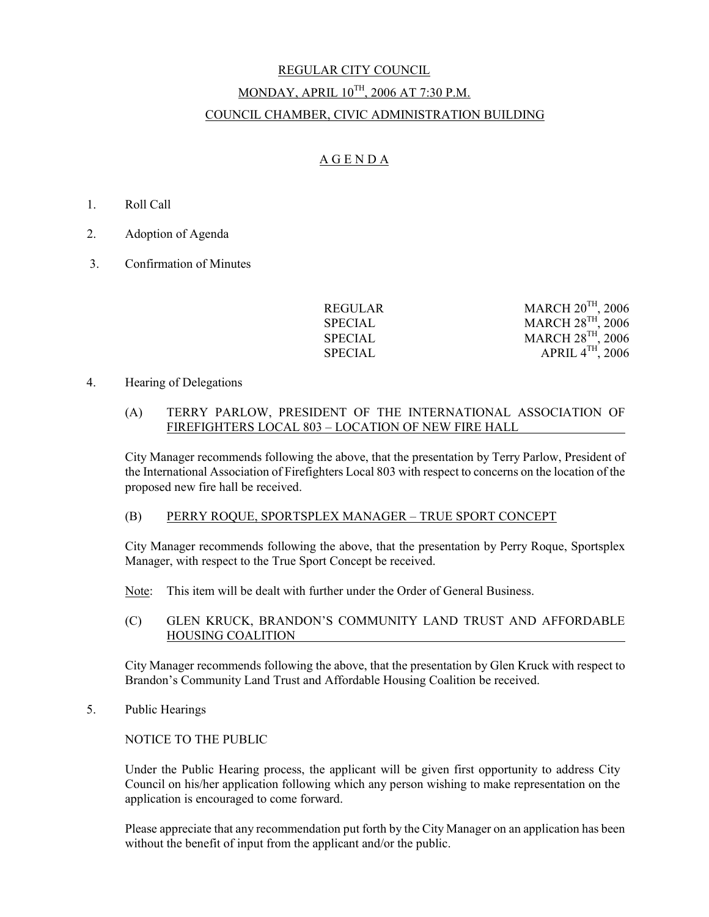# REGULAR CITY COUNCIL

## MONDAY, APRIL 10TH, 2006 AT 7:30 P.M.

## COUNCIL CHAMBER, CIVIC ADMINISTRATION BUILDING

## A G E N D A

1. Roll Call

2. Adoption of Agenda

3. Confirmation of Minutes

| | |
|---|---|
| REGULAR | MARCH 20TH, 2006 |
| SPECIAL | MARCH 28TH, 2006 |
| SPECIAL | MARCH 28TH, 2006 |
| SPECIAL | APRIL 4TH, 2006 |

4. Hearing of Delegations

(A) TERRY PARLOW, PRESIDENT OF THE INTERNATIONAL ASSOCIATION OF FIREFIGHTERS LOCAL 803 – LOCATION OF NEW FIRE HALL

City Manager recommends following the above, that the presentation by Terry Parlow, President of the International Association of Firefighters Local 803 with respect to concerns on the location of the proposed new fire hall be received.

(B) PERRY ROQUE, SPORTSPLEX MANAGER – TRUE SPORT CONCEPT

City Manager recommends following the above, that the presentation by Perry Roque, Sportsplex Manager, with respect to the True Sport Concept be received.

Note: This item will be dealt with further under the Order of General Business.

(C) GLEN KRUCK, BRANDON'S COMMUNITY LAND TRUST AND AFFORDABLE HOUSING COALITION

City Manager recommends following the above, that the presentation by Glen Kruck with respect to Brandon's Community Land Trust and Affordable Housing Coalition be received.

5. Public Hearings

NOTICE TO THE PUBLIC

Under the Public Hearing process, the applicant will be given first opportunity to address City Council on his/her application following which any person wishing to make representation on the application is encouraged to come forward.

Please appreciate that any recommendation put forth by the City Manager on an application has been without the benefit of input from the applicant and/or the public.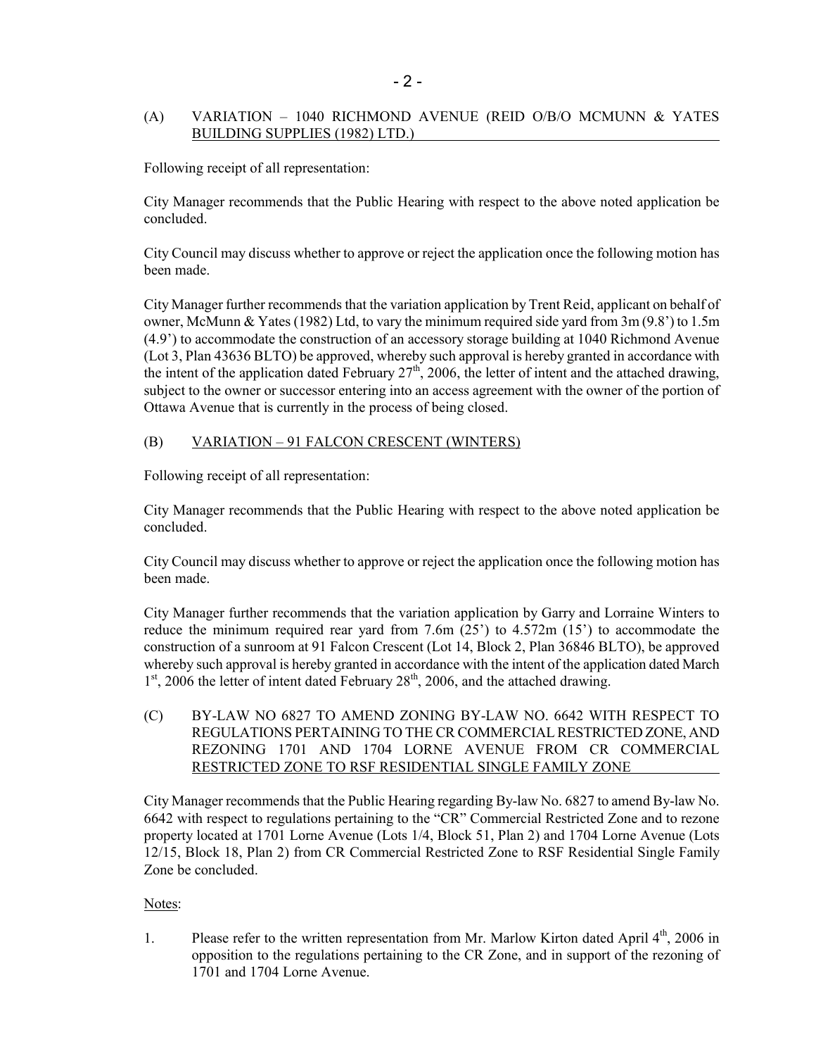## (A) VARIATION – 1040 RICHMOND AVENUE (REID O/B/O MCMUNN & YATES BUILDING SUPPLIES (1982) LTD.)

Following receipt of all representation:

City Manager recommends that the Public Hearing with respect to the above noted application be concluded.

City Council may discuss whether to approve or reject the application once the following motion has been made.

City Manager further recommends that the variation application by Trent Reid, applicant on behalf of owner, McMunn & Yates (1982) Ltd, to vary the minimum required side yard from 3m (9.8') to 1.5m (4.9') to accommodate the construction of an accessory storage building at 1040 Richmond Avenue (Lot 3, Plan 43636 BLTO) be approved, whereby such approval is hereby granted in accordance with the intent of the application dated February 27th, 2006, the letter of intent and the attached drawing, subject to the owner or successor entering into an access agreement with the owner of the portion of Ottawa Avenue that is currently in the process of being closed.

## (B) VARIATION – 91 FALCON CRESCENT (WINTERS)

Following receipt of all representation:

City Manager recommends that the Public Hearing with respect to the above noted application be concluded.

City Council may discuss whether to approve or reject the application once the following motion has been made.

City Manager further recommends that the variation application by Garry and Lorraine Winters to reduce the minimum required rear yard from 7.6m (25') to 4.572m (15') to accommodate the construction of a sunroom at 91 Falcon Crescent (Lot 14, Block 2, Plan 36846 BLTO), be approved whereby such approval is hereby granted in accordance with the intent of the application dated March 1st, 2006 the letter of intent dated February 28th, 2006, and the attached drawing.

## (C) BY-LAW NO 6827 TO AMEND ZONING BY-LAW NO. 6642 WITH RESPECT TO REGULATIONS PERTAINING TO THE CR COMMERCIAL RESTRICTED ZONE, AND REZONING 1701 AND 1704 LORNE AVENUE FROM CR COMMERCIAL RESTRICTED ZONE TO RSF RESIDENTIAL SINGLE FAMILY ZONE

City Manager recommends that the Public Hearing regarding By-law No. 6827 to amend By-law No. 6642 with respect to regulations pertaining to the "CR" Commercial Restricted Zone and to rezone property located at 1701 Lorne Avenue (Lots 1/4, Block 51, Plan 2) and 1704 Lorne Avenue (Lots 12/15, Block 18, Plan 2) from CR Commercial Restricted Zone to RSF Residential Single Family Zone be concluded.

Notes:

1. Please refer to the written representation from Mr. Marlow Kirton dated April 4th, 2006 in opposition to the regulations pertaining to the CR Zone, and in support of the rezoning of 1701 and 1704 Lorne Avenue.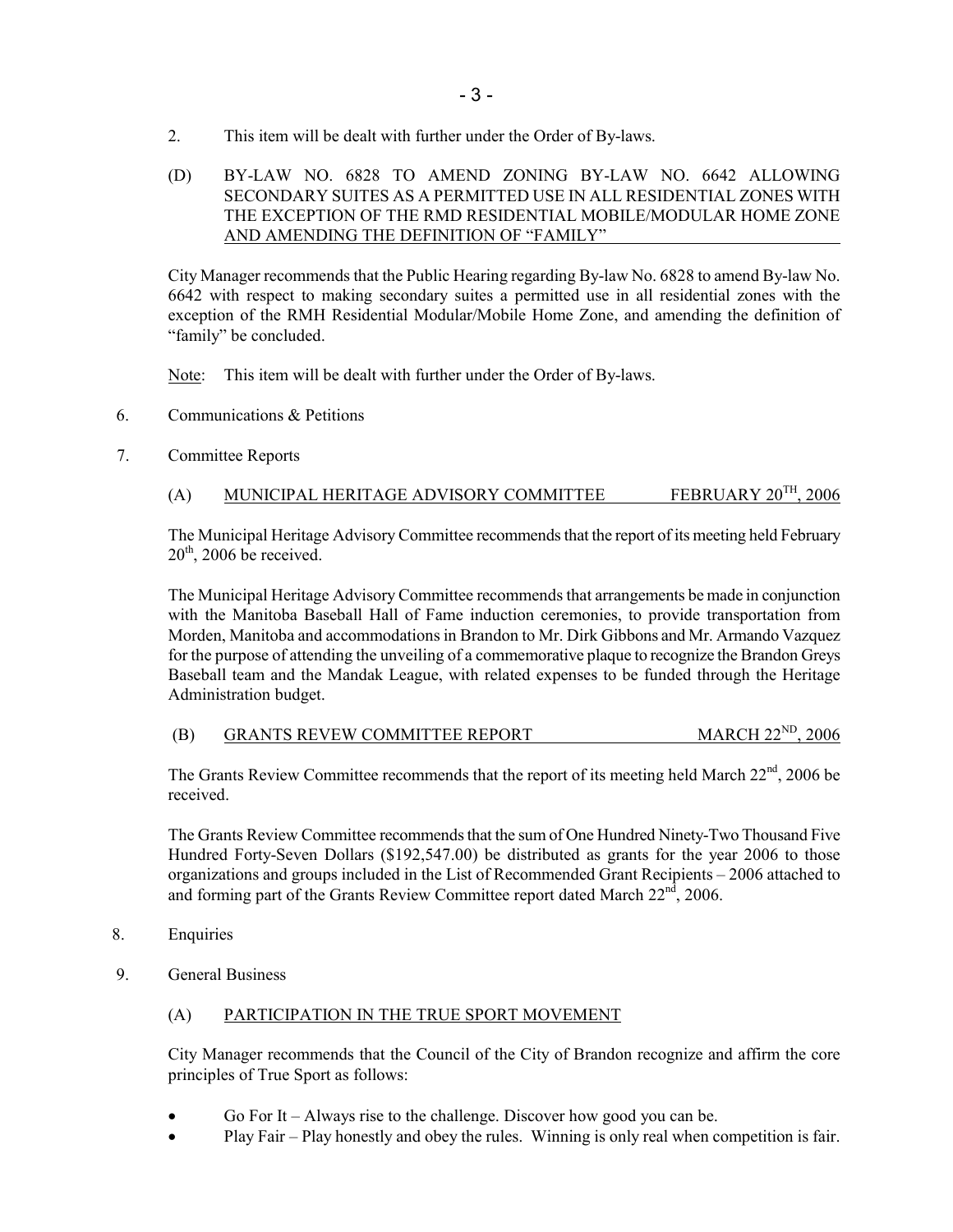2. This item will be dealt with further under the Order of By-laws.

(D) BY-LAW NO. 6828 TO AMEND ZONING BY-LAW NO. 6642 ALLOWING SECONDARY SUITES AS A PERMITTED USE IN ALL RESIDENTIAL ZONES WITH THE EXCEPTION OF THE RMD RESIDENTIAL MOBILE/MODULAR HOME ZONE AND AMENDING THE DEFINITION OF "FAMILY"

City Manager recommends that the Public Hearing regarding By-law No. 6828 to amend By-law No. 6642 with respect to making secondary suites a permitted use in all residential zones with the exception of the RMH Residential Modular/Mobile Home Zone, and amending the definition of "family" be concluded.

Note: This item will be dealt with further under the Order of By-laws.

6. Communications & Petitions

7. Committee Reports

(A) MUNICIPAL HERITAGE ADVISORY COMMITTEE FEBRUARY 20TH, 2006

The Municipal Heritage Advisory Committee recommends that the report of its meeting held February 20th, 2006 be received.

The Municipal Heritage Advisory Committee recommends that arrangements be made in conjunction with the Manitoba Baseball Hall of Fame induction ceremonies, to provide transportation from Morden, Manitoba and accommodations in Brandon to Mr. Dirk Gibbons and Mr. Armando Vazquez for the purpose of attending the unveiling of a commemorative plaque to recognize the Brandon Greys Baseball team and the Mandak League, with related expenses to be funded through the Heritage Administration budget.

(B) GRANTS REVEW COMMITTEE REPORT MARCH 22ND, 2006

The Grants Review Committee recommends that the report of its meeting held March 22nd, 2006 be received.

The Grants Review Committee recommends that the sum of One Hundred Ninety-Two Thousand Five Hundred Forty-Seven Dollars ($192,547.00) be distributed as grants for the year 2006 to those organizations and groups included in the List of Recommended Grant Recipients – 2006 attached to and forming part of the Grants Review Committee report dated March 22nd, 2006.

8. Enquiries

9. General Business

(A) PARTICIPATION IN THE TRUE SPORT MOVEMENT

City Manager recommends that the Council of the City of Brandon recognize and affirm the core principles of True Sport as follows:

- Go For It – Always rise to the challenge. Discover how good you can be.
- Play Fair – Play honestly and obey the rules. Winning is only real when competition is fair.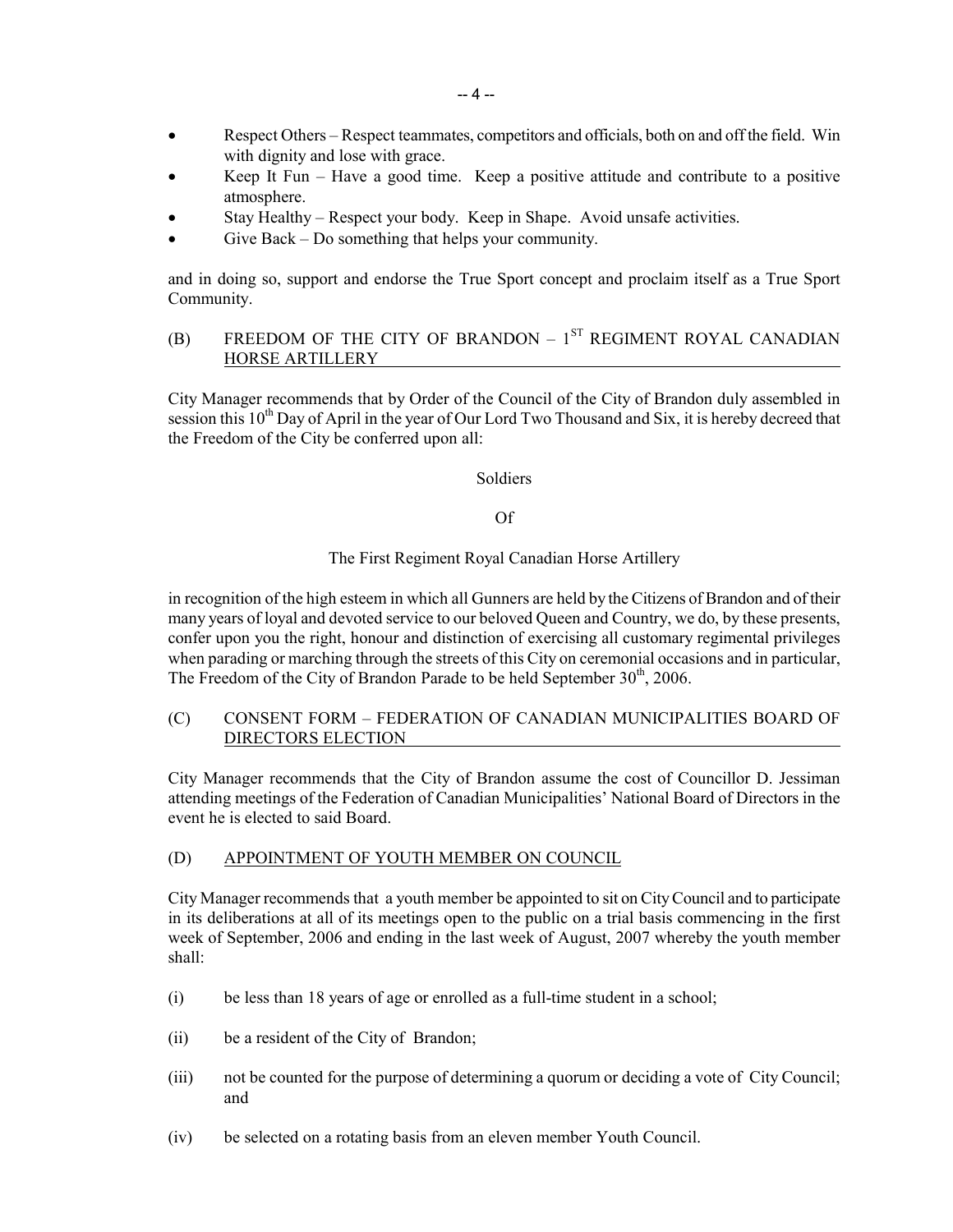- Respect Others – Respect teammates, competitors and officials, both on and off the field. Win with dignity and lose with grace.
- Keep It Fun – Have a good time. Keep a positive attitude and contribute to a positive atmosphere.
- Stay Healthy – Respect your body. Keep in Shape. Avoid unsafe activities.
- Give Back – Do something that helps your community.

and in doing so, support and endorse the True Sport concept and proclaim itself as a True Sport Community.

## (B) FREEDOM OF THE CITY OF BRANDON – 1ST REGIMENT ROYAL CANADIAN HORSE ARTILLERY

City Manager recommends that by Order of the Council of the City of Brandon duly assembled in session this 10th Day of April in the year of Our Lord Two Thousand and Six, it is hereby decreed that the Freedom of the City be conferred upon all:

Soldiers

Of

The First Regiment Royal Canadian Horse Artillery

in recognition of the high esteem in which all Gunners are held by the Citizens of Brandon and of their many years of loyal and devoted service to our beloved Queen and Country, we do, by these presents, confer upon you the right, honour and distinction of exercising all customary regimental privileges when parading or marching through the streets of this City on ceremonial occasions and in particular, The Freedom of the City of Brandon Parade to be held September 30th, 2006.

## (C) CONSENT FORM – FEDERATION OF CANADIAN MUNICIPALITIES BOARD OF DIRECTORS ELECTION

City Manager recommends that the City of Brandon assume the cost of Councillor D. Jessiman attending meetings of the Federation of Canadian Municipalities' National Board of Directors in the event he is elected to said Board.

## (D) APPOINTMENT OF YOUTH MEMBER ON COUNCIL

City Manager recommends that a youth member be appointed to sit on City Council and to participate in its deliberations at all of its meetings open to the public on a trial basis commencing in the first week of September, 2006 and ending in the last week of August, 2007 whereby the youth member shall:

(i) be less than 18 years of age or enrolled as a full-time student in a school;

(ii) be a resident of the City of Brandon;

(iii) not be counted for the purpose of determining a quorum or deciding a vote of City Council; and

(iv) be selected on a rotating basis from an eleven member Youth Council.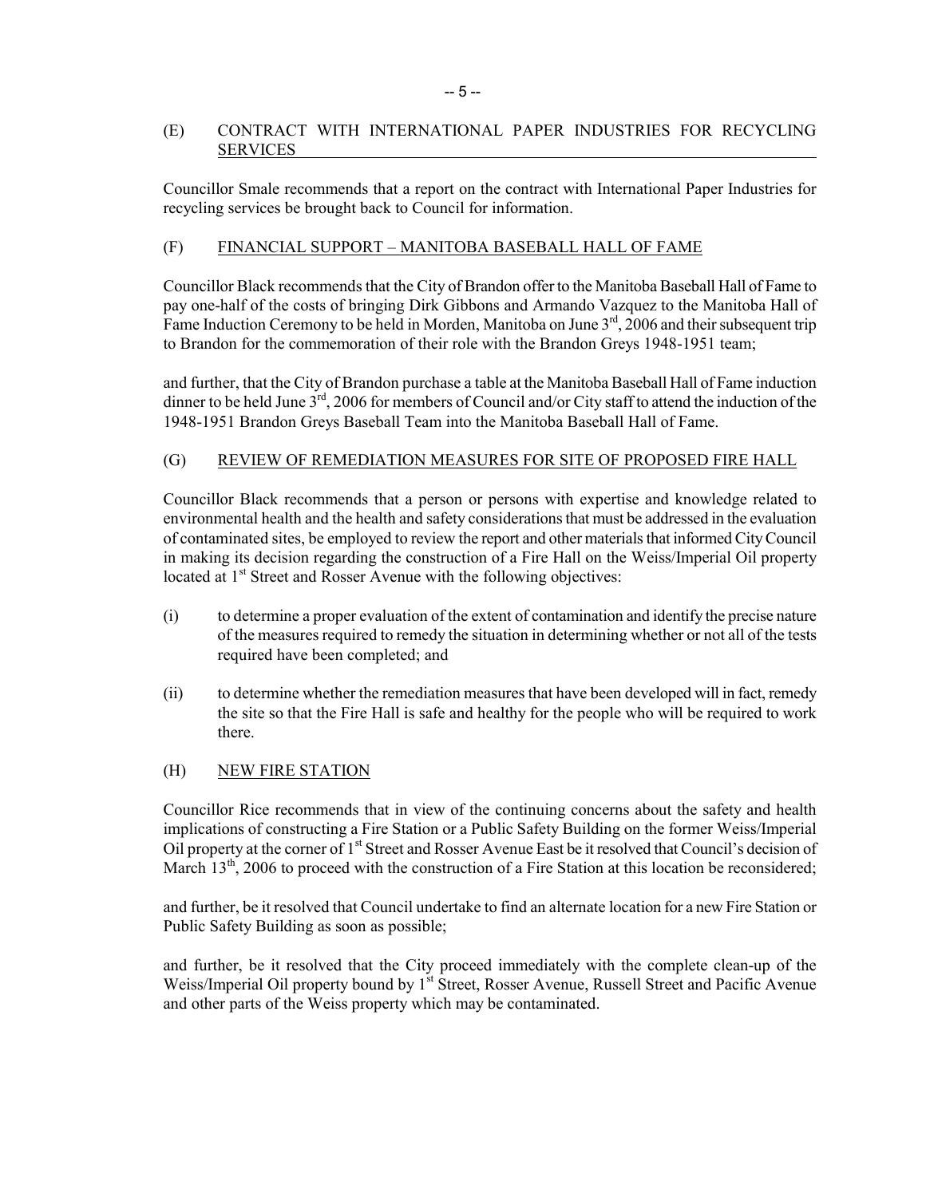(E) CONTRACT WITH INTERNATIONAL PAPER INDUSTRIES FOR RECYCLING SERVICES

Councillor Smale recommends that a report on the contract with International Paper Industries for recycling services be brought back to Council for information.

(F) FINANCIAL SUPPORT – MANITOBA BASEBALL HALL OF FAME

Councillor Black recommends that the City of Brandon offer to the Manitoba Baseball Hall of Fame to pay one-half of the costs of bringing Dirk Gibbons and Armando Vazquez to the Manitoba Hall of Fame Induction Ceremony to be held in Morden, Manitoba on June 3rd, 2006 and their subsequent trip to Brandon for the commemoration of their role with the Brandon Greys 1948-1951 team;

and further, that the City of Brandon purchase a table at the Manitoba Baseball Hall of Fame induction dinner to be held June 3rd, 2006 for members of Council and/or City staff to attend the induction of the 1948-1951 Brandon Greys Baseball Team into the Manitoba Baseball Hall of Fame.

(G) REVIEW OF REMEDIATION MEASURES FOR SITE OF PROPOSED FIRE HALL

Councillor Black recommends that a person or persons with expertise and knowledge related to environmental health and the health and safety considerations that must be addressed in the evaluation of contaminated sites, be employed to review the report and other materials that informed City Council in making its decision regarding the construction of a Fire Hall on the Weiss/Imperial Oil property located at 1st Street and Rosser Avenue with the following objectives:

(i) to determine a proper evaluation of the extent of contamination and identify the precise nature of the measures required to remedy the situation in determining whether or not all of the tests required have been completed; and

(ii) to determine whether the remediation measures that have been developed will in fact, remedy the site so that the Fire Hall is safe and healthy for the people who will be required to work there.

(H) NEW FIRE STATION

Councillor Rice recommends that in view of the continuing concerns about the safety and health implications of constructing a Fire Station or a Public Safety Building on the former Weiss/Imperial Oil property at the corner of 1st Street and Rosser Avenue East be it resolved that Council's decision of March 13th, 2006 to proceed with the construction of a Fire Station at this location be reconsidered;

and further, be it resolved that Council undertake to find an alternate location for a new Fire Station or Public Safety Building as soon as possible;

and further, be it resolved that the City proceed immediately with the complete clean-up of the Weiss/Imperial Oil property bound by 1st Street, Rosser Avenue, Russell Street and Pacific Avenue and other parts of the Weiss property which may be contaminated.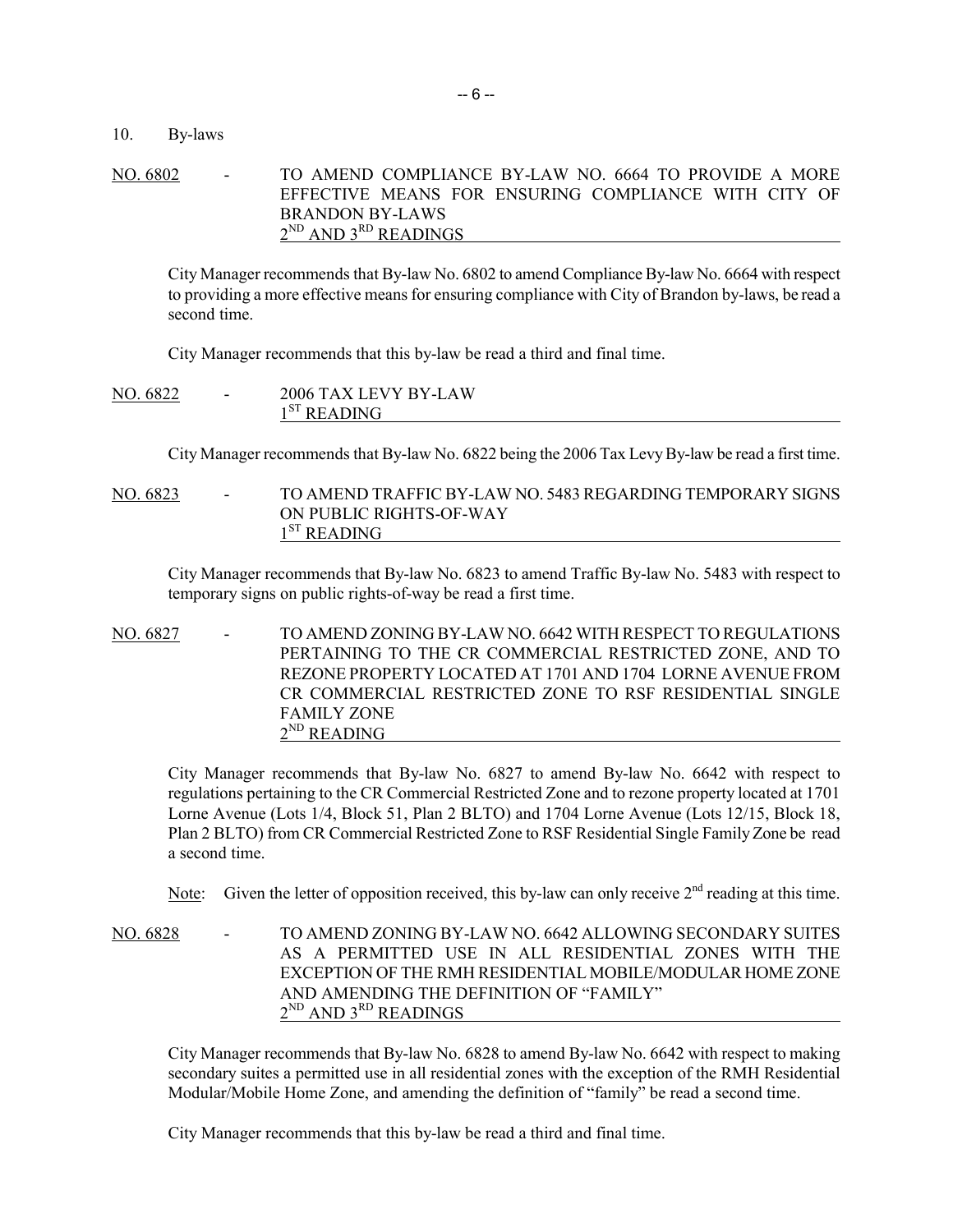10. By-laws

NO. 6802 - TO AMEND COMPLIANCE BY-LAW NO. 6664 TO PROVIDE A MORE EFFECTIVE MEANS FOR ENSURING COMPLIANCE WITH CITY OF BRANDON BY-LAWS
2ND AND 3RD READINGS

City Manager recommends that By-law No. 6802 to amend Compliance By-law No. 6664 with respect to providing a more effective means for ensuring compliance with City of Brandon by-laws, be read a second time.

City Manager recommends that this by-law be read a third and final time.

NO. 6822 - 2006 TAX LEVY BY-LAW
1ST READING

City Manager recommends that By-law No. 6822 being the 2006 Tax Levy By-law be read a first time.

NO. 6823 - TO AMEND TRAFFIC BY-LAW NO. 5483 REGARDING TEMPORARY SIGNS ON PUBLIC RIGHTS-OF-WAY
1ST READING

City Manager recommends that By-law No. 6823 to amend Traffic By-law No. 5483 with respect to temporary signs on public rights-of-way be read a first time.

NO. 6827 - TO AMEND ZONING BY-LAW NO. 6642 WITH RESPECT TO REGULATIONS PERTAINING TO THE CR COMMERCIAL RESTRICTED ZONE, AND TO REZONE PROPERTY LOCATED AT 1701 AND 1704 LORNE AVENUE FROM CR COMMERCIAL RESTRICTED ZONE TO RSF RESIDENTIAL SINGLE FAMILY ZONE
2ND READING

City Manager recommends that By-law No. 6827 to amend By-law No. 6642 with respect to regulations pertaining to the CR Commercial Restricted Zone and to rezone property located at 1701 Lorne Avenue (Lots 1/4, Block 51, Plan 2 BLTO) and 1704 Lorne Avenue (Lots 12/15, Block 18, Plan 2 BLTO) from CR Commercial Restricted Zone to RSF Residential Single Family Zone be read a second time.

Note: Given the letter of opposition received, this by-law can only receive 2nd reading at this time.

NO. 6828 - TO AMEND ZONING BY-LAW NO. 6642 ALLOWING SECONDARY SUITES AS A PERMITTED USE IN ALL RESIDENTIAL ZONES WITH THE EXCEPTION OF THE RMH RESIDENTIAL MOBILE/MODULAR HOME ZONE AND AMENDING THE DEFINITION OF "FAMILY"
2ND AND 3RD READINGS

City Manager recommends that By-law No. 6828 to amend By-law No. 6642 with respect to making secondary suites a permitted use in all residential zones with the exception of the RMH Residential Modular/Mobile Home Zone, and amending the definition of "family" be read a second time.

City Manager recommends that this by-law be read a third and final time.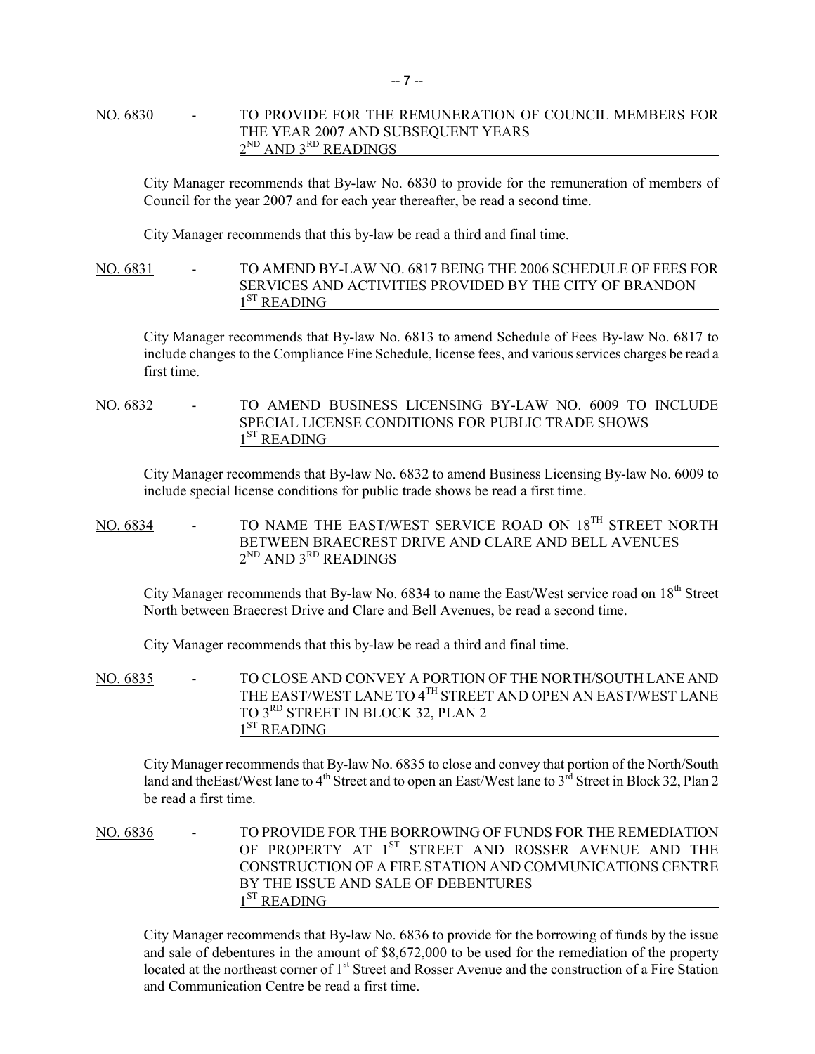NO. 6830 - TO PROVIDE FOR THE REMUNERATION OF COUNCIL MEMBERS FOR THE YEAR 2007 AND SUBSEQUENT YEARS
2ND AND 3RD READINGS

City Manager recommends that By-law No. 6830 to provide for the remuneration of members of Council for the year 2007 and for each year thereafter, be read a second time.

City Manager recommends that this by-law be read a third and final time.

NO. 6831 - TO AMEND BY-LAW NO. 6817 BEING THE 2006 SCHEDULE OF FEES FOR SERVICES AND ACTIVITIES PROVIDED BY THE CITY OF BRANDON
1ST READING

City Manager recommends that By-law No. 6813 to amend Schedule of Fees By-law No. 6817 to include changes to the Compliance Fine Schedule, license fees, and various services charges be read a first time.

NO. 6832 - TO AMEND BUSINESS LICENSING BY-LAW NO. 6009 TO INCLUDE SPECIAL LICENSE CONDITIONS FOR PUBLIC TRADE SHOWS
1ST READING

City Manager recommends that By-law No. 6832 to amend Business Licensing By-law No. 6009 to include special license conditions for public trade shows be read a first time.

NO. 6834 - TO NAME THE EAST/WEST SERVICE ROAD ON 18TH STREET NORTH BETWEEN BRAECREST DRIVE AND CLARE AND BELL AVENUES
2ND AND 3RD READINGS

City Manager recommends that By-law No. 6834 to name the East/West service road on 18th Street North between Braecrest Drive and Clare and Bell Avenues, be read a second time.

City Manager recommends that this by-law be read a third and final time.

NO. 6835 - TO CLOSE AND CONVEY A PORTION OF THE NORTH/SOUTH LANE AND THE EAST/WEST LANE TO 4TH STREET AND OPEN AN EAST/WEST LANE TO 3RD STREET IN BLOCK 32, PLAN 2
1ST READING

City Manager recommends that By-law No. 6835 to close and convey that portion of the North/South land and theEast/West lane to 4th Street and to open an East/West lane to 3rd Street in Block 32, Plan 2 be read a first time.

NO. 6836 - TO PROVIDE FOR THE BORROWING OF FUNDS FOR THE REMEDIATION OF PROPERTY AT 1ST STREET AND ROSSER AVENUE AND THE CONSTRUCTION OF A FIRE STATION AND COMMUNICATIONS CENTRE BY THE ISSUE AND SALE OF DEBENTURES
1ST READING

City Manager recommends that By-law No. 6836 to provide for the borrowing of funds by the issue and sale of debentures in the amount of $8,672,000 to be used for the remediation of the property located at the northeast corner of 1st Street and Rosser Avenue and the construction of a Fire Station and Communication Centre be read a first time.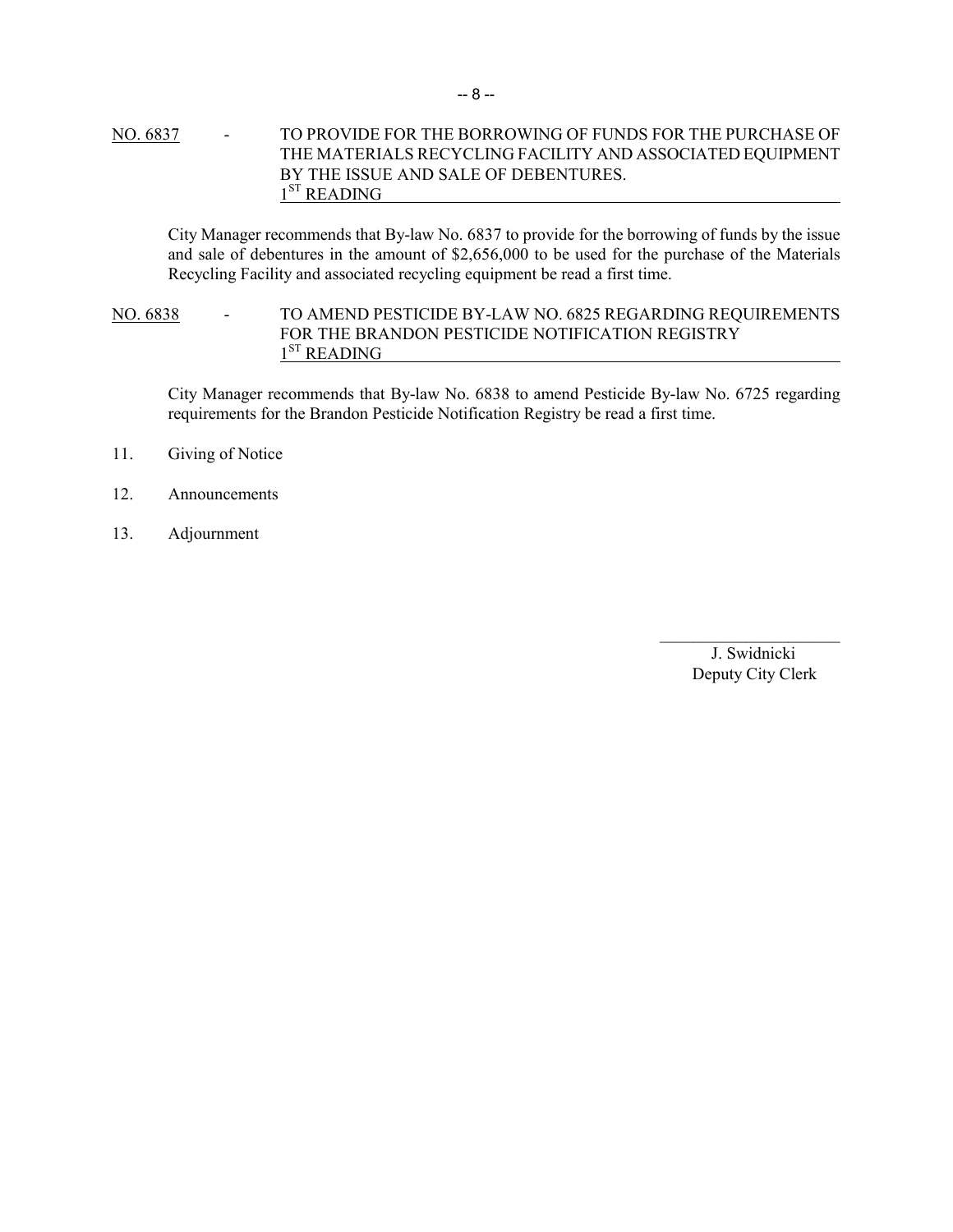NO. 6837 - TO PROVIDE FOR THE BORROWING OF FUNDS FOR THE PURCHASE OF THE MATERIALS RECYCLING FACILITY AND ASSOCIATED EQUIPMENT BY THE ISSUE AND SALE OF DEBENTURES.
1ST READING

City Manager recommends that By-law No. 6837 to provide for the borrowing of funds by the issue and sale of debentures in the amount of $2,656,000 to be used for the purchase of the Materials Recycling Facility and associated recycling equipment be read a first time.

NO. 6838 - TO AMEND PESTICIDE BY-LAW NO. 6825 REGARDING REQUIREMENTS FOR THE BRANDON PESTICIDE NOTIFICATION REGISTRY
1ST READING

City Manager recommends that By-law No. 6838 to amend Pesticide By-law No. 6725 regarding requirements for the Brandon Pesticide Notification Registry be read a first time.

11. Giving of Notice

12. Announcements

13. Adjournment

J. Swidnicki
Deputy City Clerk